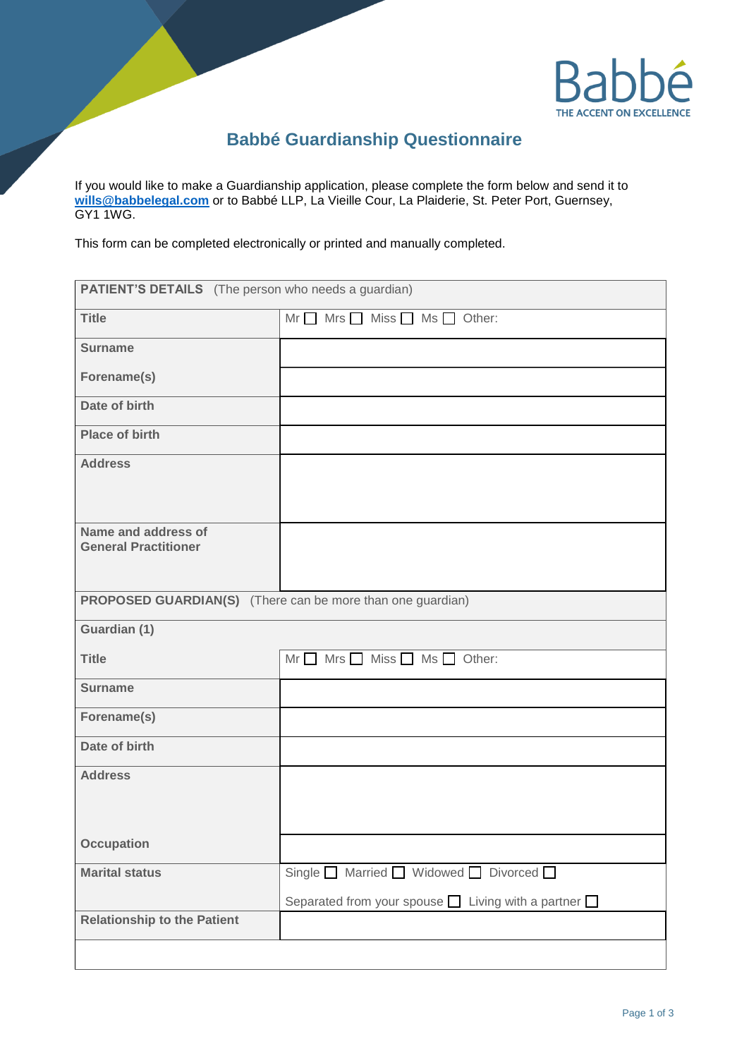Babbé
THE ACCENT ON EXCELLENCE

# Babbé Guardianship Questionnaire

If you would like to make a Guardianship application, please complete the form below and send it to **wills@babbelegal.com** or to Babbé LLP, La Vieille Cour, La Plaiderie, St. Peter Port, Guernsey, GY1 1WG.

This form can be completed electronically or printed and manually completed.

| **PATIENT'S DETAILS** (The person who needs a guardian) | |
|---|---|
| **Title** | Mr ☐ Mrs ☐ Miss ☐ Ms ☐ Other: |
| **Surname** | |
| **Forename(s)** | |
| **Date of birth** | |
| **Place of birth** | |
| **Address** | |
| **Name and address of General Practitioner** | |
| **PROPOSED GUARDIAN(S)** (There can be more than one guardian) | |
| **Guardian (1)** | |
| **Title** | Mr ☐ Mrs ☐ Miss ☐ Ms ☐ Other: |
| **Surname** | |
| **Forename(s)** | |
| **Date of birth** | |
| **Address** | |
| **Occupation** | |
| **Marital status** | Single ☐ Married ☐ Widowed ☐ Divorced ☐ Separated from your spouse ☐ Living with a partner ☐ |
| **Relationship to the Patient** | |
| | |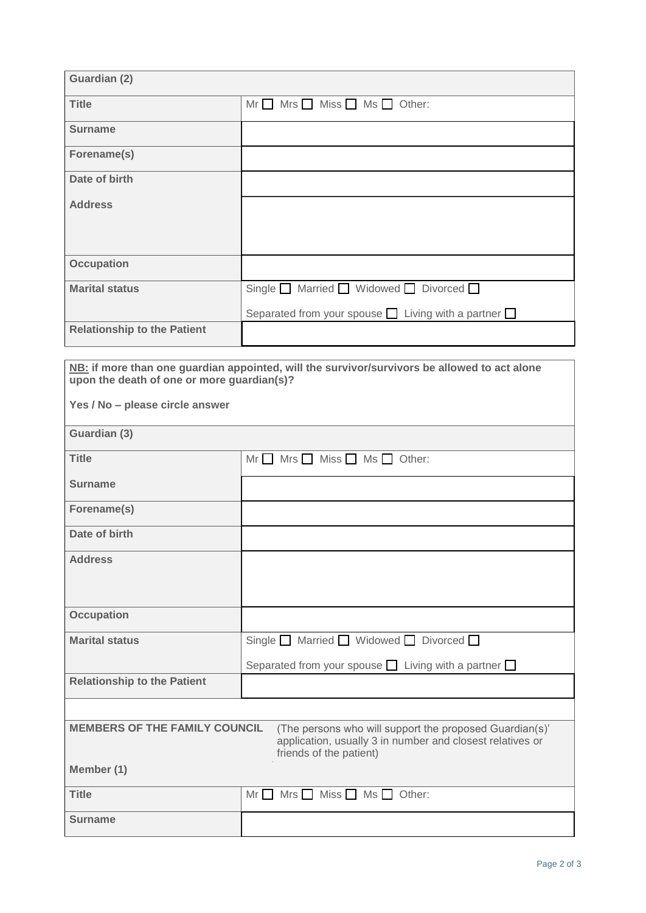| Guardian (2) | |
|---|---|
| **Title** | Mr ☐ Mrs ☐ Miss ☐ Ms ☐ Other: |
| **Surname** | |
| **Forename(s)** | |
| **Date of birth** | |
| **Address** | |
| **Occupation** | |
| **Marital status** | Single ☐ Married ☐ Widowed ☐ Divorced ☐ <br> Separated from your spouse ☐ Living with a partner ☐ |
| **Relationship to the Patient** | |

**NB: if more than one guardian appointed, will the survivor/survivors be allowed to act alone upon the death of one or more guardian(s)?**

**Yes / No – please circle answer**

| Guardian (3) | |
|---|---|
| **Title** | Mr ☐ Mrs ☐ Miss ☐ Ms ☐ Other: |
| **Surname** | |
| **Forename(s)** | |
| **Date of birth** | |
| **Address** | |
| **Occupation** | |
| **Marital status** | Single ☐ Married ☐ Widowed ☐ Divorced ☐ <br> Separated from your spouse ☐ Living with a partner ☐ |
| **Relationship to the Patient** | |

**MEMBERS OF THE FAMILY COUNCIL** (The persons who will support the proposed Guardian(s)' application, usually 3 in number and closest relatives or friends of the patient)

| Member (1) | |
|---|---|
| **Title** | Mr ☐ Mrs ☐ Miss ☐ Ms ☐ Other: |
| **Surname** | |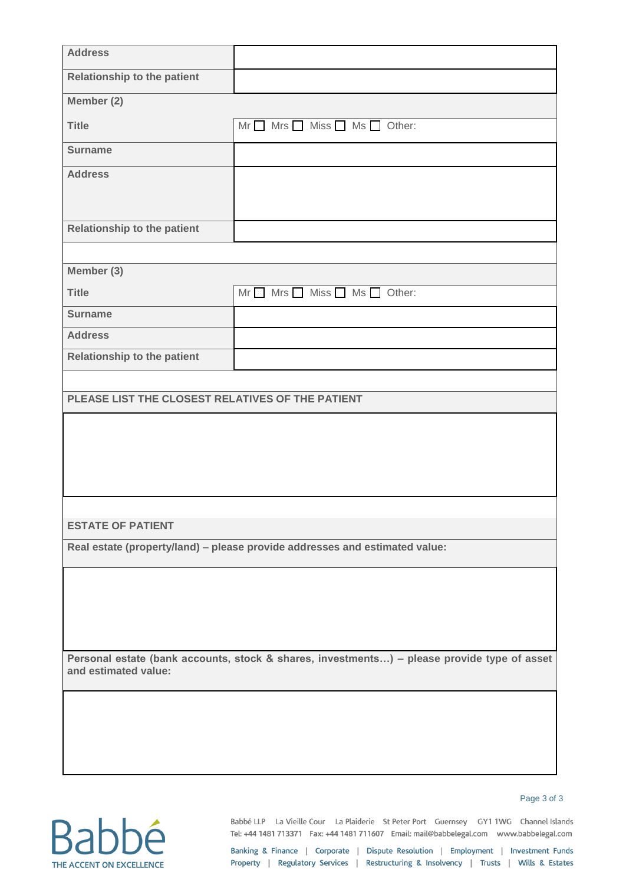| | |
|---|---|
| **Address** | |
| **Relationship to the patient** | |
| **Member (2)** | |
| **Title** | Mr ☐ Mrs ☐ Miss ☐ Ms ☐ Other: |
| **Surname** | |
| **Address** | |
| **Relationship to the patient** | |
| | |
| **Member (3)** | |
| **Title** | Mr ☐ Mrs ☐ Miss ☐ Ms ☐ Other: |
| **Surname** | |
| **Address** | |
| **Relationship to the patient** | |

**PLEASE LIST THE CLOSEST RELATIVES OF THE PATIENT**

| |
|---|
| |

**ESTATE OF PATIENT**

**Real estate (property/land) – please provide addresses and estimated value:**

| |
|---|
| |

**Personal estate (bank accounts, stock & shares, investments…) – please provide type of asset and estimated value:**

| |
|---|
| |

Babbé
THE ACCENT ON EXCELLENCE

Babbé LLP La Vieille Cour La Plaiderie St Peter Port Guernsey GY1 1WG Channel Islands
Tel: +44 1481 713371 Fax: +44 1481 711607 Email: mail@babbelegal.com www.babbelegal.com

Banking & Finance | Corporate | Dispute Resolution | Employment | Investment Funds
Property | Regulatory Services | Restructuring & Insolvency | Trusts | Wills & Estates